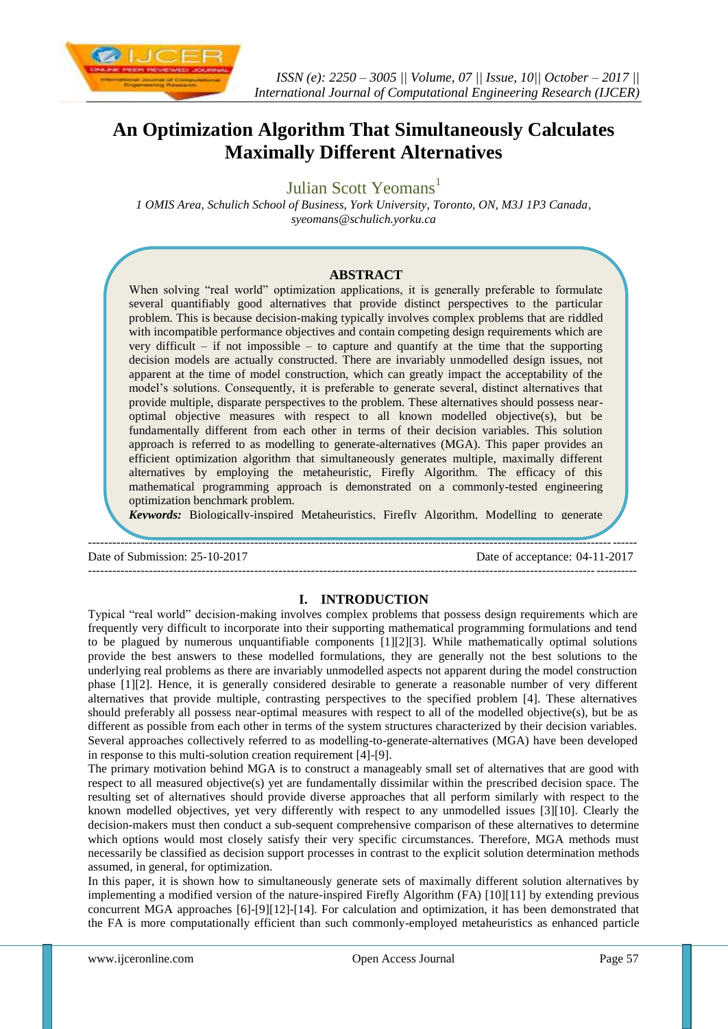# An Optimization Algorithm That Simultaneously Calculates Maximally Different Alternatives

Julian Scott Yeomans[1]

*1 OMIS Area, Schulich School of Business, York University, Toronto, ON, M3J 1P3 Canada, syeomans@schulich.yorku.ca*

## ABSTRACT

When solving "real world" optimization applications, it is generally preferable to formulate several quantifiably good alternatives that provide distinct perspectives to the particular problem. This is because decision-making typically involves complex problems that are riddled with incompatible performance objectives and contain competing design requirements which are very difficult – if not impossible – to capture and quantify at the time that the supporting decision models are actually constructed. There are invariably unmodelled design issues, not apparent at the time of model construction, which can greatly impact the acceptability of the model's solutions. Consequently, it is preferable to generate several, distinct alternatives that provide multiple, disparate perspectives to the problem. These alternatives should possess near-optimal objective measures with respect to all known modelled objective(s), but be fundamentally different from each other in terms of their decision variables. This solution approach is referred to as modelling to generate-alternatives (MGA). This paper provides an efficient optimization algorithm that simultaneously generates multiple, maximally different alternatives by employing the metaheuristic, Firefly Algorithm. The efficacy of this mathematical programming approach is demonstrated on a commonly-tested engineering optimization benchmark problem.

***Keywords:*** Biologically-inspired Metaheuristics, Firefly Algorithm, Modelling to generate

---

Date of Submission: 25-10-2017 Date of acceptance: 04-11-2017

---

## I. INTRODUCTION

Typical "real world" decision-making involves complex problems that possess design requirements which are frequently very difficult to incorporate into their supporting mathematical programming formulations and tend to be plagued by numerous unquantifiable components [1][2][3]. While mathematically optimal solutions provide the best answers to these modelled formulations, they are generally not the best solutions to the underlying real problems as there are invariably unmodelled aspects not apparent during the model construction phase [1][2]. Hence, it is generally considered desirable to generate a reasonable number of very different alternatives that provide multiple, contrasting perspectives to the specified problem [4]. These alternatives should preferably all possess near-optimal measures with respect to all of the modelled objective(s), but be as different as possible from each other in terms of the system structures characterized by their decision variables. Several approaches collectively referred to as modelling-to-generate-alternatives (MGA) have been developed in response to this multi-solution creation requirement [4]-[9].

The primary motivation behind MGA is to construct a manageably small set of alternatives that are good with respect to all measured objective(s) yet are fundamentally dissimilar within the prescribed decision space. The resulting set of alternatives should provide diverse approaches that all perform similarly with respect to the known modelled objectives, yet very differently with respect to any unmodelled issues [3][10]. Clearly the decision-makers must then conduct a sub-sequent comprehensive comparison of these alternatives to determine which options would most closely satisfy their very specific circumstances. Therefore, MGA methods must necessarily be classified as decision support processes in contrast to the explicit solution determination methods assumed, in general, for optimization.

In this paper, it is shown how to simultaneously generate sets of maximally different solution alternatives by implementing a modified version of the nature-inspired Firefly Algorithm (FA) [10][11] by extending previous concurrent MGA approaches [6]-[9][12]-[14]. For calculation and optimization, it has been demonstrated that the FA is more computationally efficient than such commonly-employed metaheuristics as enhanced particle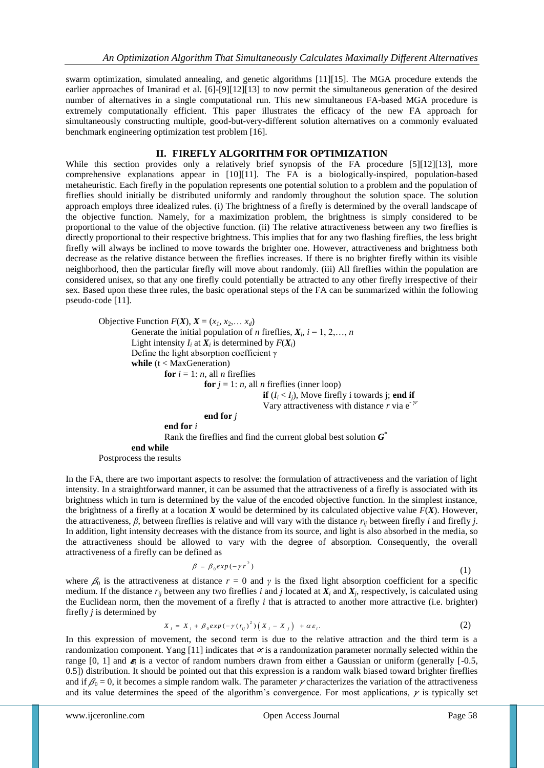swarm optimization, simulated annealing, and genetic algorithms [11][15]. The MGA procedure extends the earlier approaches of Imanirad et al. [6]-[9][12][13] to now permit the simultaneous generation of the desired number of alternatives in a single computational run. This new simultaneous FA-based MGA procedure is extremely computationally efficient. This paper illustrates the efficacy of the new FA approach for simultaneously constructing multiple, good-but-very-different solution alternatives on a commonly evaluated benchmark engineering optimization test problem [16].

## II. FIREFLY ALGORITHM FOR OPTIMIZATION

While this section provides only a relatively brief synopsis of the FA procedure [5][12][13], more comprehensive explanations appear in [10][11]. The FA is a biologically-inspired, population-based metaheuristic. Each firefly in the population represents one potential solution to a problem and the population of fireflies should initially be distributed uniformly and randomly throughout the solution space. The solution approach employs three idealized rules. (i) The brightness of a firefly is determined by the overall landscape of the objective function. Namely, for a maximization problem, the brightness is simply considered to be proportional to the value of the objective function. (ii) The relative attractiveness between any two fireflies is directly proportional to their respective brightness. This implies that for any two flashing fireflies, the less bright firefly will always be inclined to move towards the brighter one. However, attractiveness and brightness both decrease as the relative distance between the fireflies increases. If there is no brighter firefly within its visible neighborhood, then the particular firefly will move about randomly. (iii) All fireflies within the population are considered unisex, so that any one firefly could potentially be attracted to any other firefly irrespective of their sex. Based upon these three rules, the basic operational steps of the FA can be summarized within the following pseudo-code [11].

```
Objective Function F(X), X = (x1, x2,… xd)
        Generate the initial population of n fireflies, Xi, i = 1, 2,…, n
        Light intensity Ii at Xi is determined by F(Xi)
        Define the light absorption coefficient γ
        while (t < MaxGeneration)
                for i = 1: n, all n fireflies
                        for j = 1: n, all n fireflies (inner loop)
                                if (Ii < Ij), Move firefly i towards j; end if
                                Vary attractiveness with distance r via e^(-γr)
                        end for j
                end for i
                Rank the fireflies and find the current global best solution G*
        end while
Postprocess the results
```

In the FA, there are two important aspects to resolve: the formulation of attractiveness and the variation of light intensity. In a straightforward manner, it can be assumed that the attractiveness of a firefly is associated with its brightness which in turn is determined by the value of the encoded objective function. In the simplest instance, the brightness of a firefly at a location $\boldsymbol{X}$ would be determined by its calculated objective value $F(\boldsymbol{X})$. However, the attractiveness, $\beta$, between fireflies is relative and will vary with the distance $r_{ij}$ between firefly *i* and firefly *j*. In addition, light intensity decreases with the distance from its source, and light is also absorbed in the media, so the attractiveness should be allowed to vary with the degree of absorption. Consequently, the overall attractiveness of a firefly can be defined as

$$\beta = \beta_0 exp(-\gamma r^2) \tag{1}$$

where $\beta_0$ is the attractiveness at distance $r = 0$ and $\gamma$ is the fixed light absorption coefficient for a specific medium. If the distance $r_{ij}$ between any two fireflies *i* and *j* located at $\boldsymbol{X}_i$ and $\boldsymbol{X}_j$, respectively, is calculated using the Euclidean norm, then the movement of a firefly *i* that is attracted to another more attractive (i.e. brighter) firefly *j* is determined by

$$X_i = X_i + \beta_0 exp(-\gamma (r_{ij})^2)\left(X_i - X_j\right) + \alpha \varepsilon_i. \tag{2}$$

In this expression of movement, the second term is due to the relative attraction and the third term is a randomization component. Yang [11] indicates that $\alpha$ is a randomization parameter normally selected within the range [0, 1] and $\boldsymbol{\varepsilon}_i$ is a vector of random numbers drawn from either a Gaussian or uniform (generally [-0.5, 0.5]) distribution. It should be pointed out that this expression is a random walk biased toward brighter fireflies and if $\beta_0 = 0$, it becomes a simple random walk. The parameter $\gamma$ characterizes the variation of the attractiveness and its value determines the speed of the algorithm's convergence. For most applications, $\gamma$ is typically set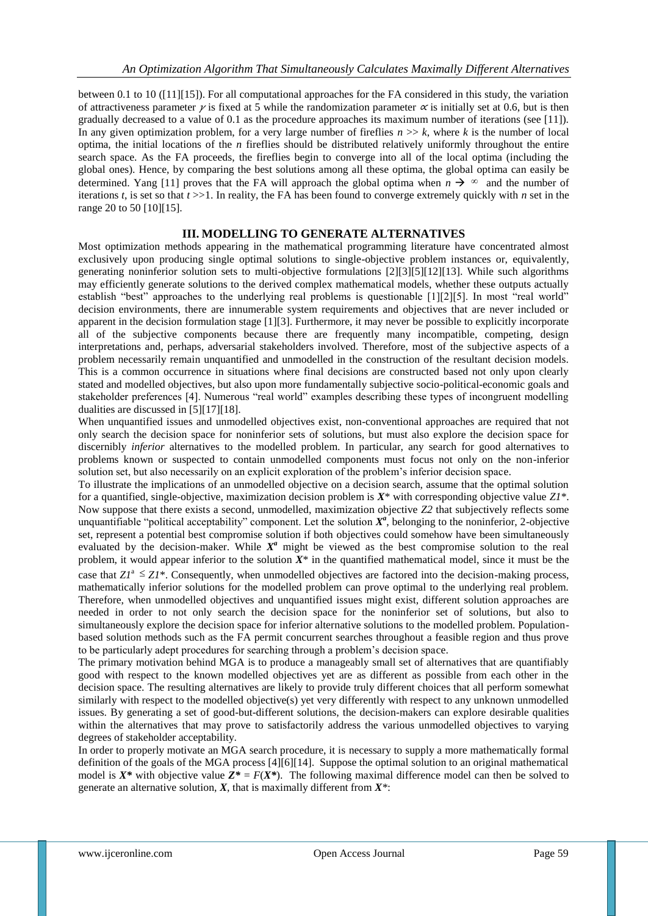between 0.1 to 10 ([11][15]). For all computational approaches for the FA considered in this study, the variation of attractiveness parameter $\gamma$ is fixed at 5 while the randomization parameter $\propto$ is initially set at 0.6, but is then gradually decreased to a value of 0.1 as the procedure approaches its maximum number of iterations (see [11]). In any given optimization problem, for a very large number of fireflies $n >> k$, where $k$ is the number of local optima, the initial locations of the $n$ fireflies should be distributed relatively uniformly throughout the entire search space. As the FA proceeds, the fireflies begin to converge into all of the local optima (including the global ones). Hence, by comparing the best solutions among all these optima, the global optima can easily be determined. Yang [11] proves that the FA will approach the global optima when $n \rightarrow \infty$ and the number of iterations $t$, is set so that $t >>1$. In reality, the FA has been found to converge extremely quickly with $n$ set in the range 20 to 50 [10][15].

## III. MODELLING TO GENERATE ALTERNATIVES

Most optimization methods appearing in the mathematical programming literature have concentrated almost exclusively upon producing single optimal solutions to single-objective problem instances or, equivalently, generating noninferior solution sets to multi-objective formulations [2][3][5][12][13]. While such algorithms may efficiently generate solutions to the derived complex mathematical models, whether these outputs actually establish "best" approaches to the underlying real problems is questionable [1][2][5]. In most "real world" decision environments, there are innumerable system requirements and objectives that are never included or apparent in the decision formulation stage [1][3]. Furthermore, it may never be possible to explicitly incorporate all of the subjective components because there are frequently many incompatible, competing, design interpretations and, perhaps, adversarial stakeholders involved. Therefore, most of the subjective aspects of a problem necessarily remain unquantified and unmodelled in the construction of the resultant decision models. This is a common occurrence in situations where final decisions are constructed based not only upon clearly stated and modelled objectives, but also upon more fundamentally subjective socio-political-economic goals and stakeholder preferences [4]. Numerous "real world" examples describing these types of incongruent modelling dualities are discussed in [5][17][18].

When unquantified issues and unmodelled objectives exist, non-conventional approaches are required that not only search the decision space for noninferior sets of solutions, but must also explore the decision space for discernibly *inferior* alternatives to the modelled problem. In particular, any search for good alternatives to problems known or suspected to contain unmodelled components must focus not only on the non-inferior solution set, but also necessarily on an explicit exploration of the problem's inferior decision space.

To illustrate the implications of an unmodelled objective on a decision search, assume that the optimal solution for a quantified, single-objective, maximization decision problem is $\boldsymbol{X}^*$ with corresponding objective value $Z1^*$. Now suppose that there exists a second, unmodelled, maximization objective $Z2$ that subjectively reflects some unquantifiable "political acceptability" component. Let the solution $\boldsymbol{X}^a$, belonging to the noninferior, 2-objective set, represent a potential best compromise solution if both objectives could somehow have been simultaneously evaluated by the decision-maker. While $\boldsymbol{X}^a$ might be viewed as the best compromise solution to the real problem, it would appear inferior to the solution $\boldsymbol{X}^*$ in the quantified mathematical model, since it must be the case that $Z1^a \leq Z1^*$. Consequently, when unmodelled objectives are factored into the decision-making process, mathematically inferior solutions for the modelled problem can prove optimal to the underlying real problem. Therefore, when unmodelled objectives and unquantified issues might exist, different solution approaches are needed in order to not only search the decision space for the noninferior set of solutions, but also to simultaneously explore the decision space for inferior alternative solutions to the modelled problem. Population-based solution methods such as the FA permit concurrent searches throughout a feasible region and thus prove to be particularly adept procedures for searching through a problem's decision space.

The primary motivation behind MGA is to produce a manageably small set of alternatives that are quantifiably good with respect to the known modelled objectives yet are as different as possible from each other in the decision space. The resulting alternatives are likely to provide truly different choices that all perform somewhat similarly with respect to the modelled objective(s) yet very differently with respect to any unknown unmodelled issues. By generating a set of good-but-different solutions, the decision-makers can explore desirable qualities within the alternatives that may prove to satisfactorily address the various unmodelled objectives to varying degrees of stakeholder acceptability.

In order to properly motivate an MGA search procedure, it is necessary to supply a more mathematically formal definition of the goals of the MGA process [4][6][14]. Suppose the optimal solution to an original mathematical model is $\boldsymbol{X}^*$ with objective value $\boldsymbol{Z}^* = F(\boldsymbol{X}^*)$. The following maximal difference model can then be solved to generate an alternative solution, $\boldsymbol{X}$, that is maximally different from $\boldsymbol{X}^*$: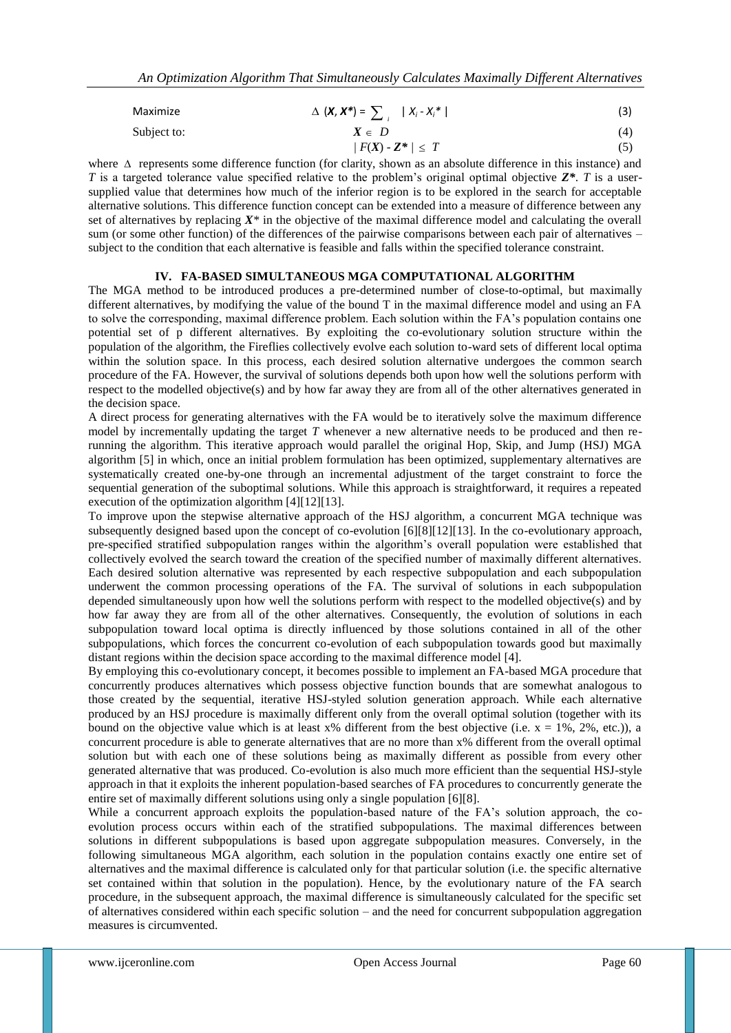$$\text{Maximize} \quad \Delta\,(\boldsymbol{X}, \boldsymbol{X}^*) = \sum_i \; | X_i - X_i^* | \tag{3}$$

$$\text{Subject to:} \quad \boldsymbol{X} \in D \tag{4}$$

$$| F(\boldsymbol{X}) - \boldsymbol{Z}^* | \leq T \tag{5}$$

where $\Delta$ represents some difference function (for clarity, shown as an absolute difference in this instance) and $T$ is a targeted tolerance value specified relative to the problem's original optimal objective $\boldsymbol{Z}^*$. $T$ is a user-supplied value that determines how much of the inferior region is to be explored in the search for acceptable alternative solutions. This difference function concept can be extended into a measure of difference between any set of alternatives by replacing $\boldsymbol{X}^*$ in the objective of the maximal difference model and calculating the overall sum (or some other function) of the differences of the pairwise comparisons between each pair of alternatives – subject to the condition that each alternative is feasible and falls within the specified tolerance constraint.

## IV. FA-BASED SIMULTANEOUS MGA COMPUTATIONAL ALGORITHM

The MGA method to be introduced produces a pre-determined number of close-to-optimal, but maximally different alternatives, by modifying the value of the bound T in the maximal difference model and using an FA to solve the corresponding, maximal difference problem. Each solution within the FA's population contains one potential set of p different alternatives. By exploiting the co-evolutionary solution structure within the population of the algorithm, the Fireflies collectively evolve each solution to-ward sets of different local optima within the solution space. In this process, each desired solution alternative undergoes the common search procedure of the FA. However, the survival of solutions depends both upon how well the solutions perform with respect to the modelled objective(s) and by how far away they are from all of the other alternatives generated in the decision space.

A direct process for generating alternatives with the FA would be to iteratively solve the maximum difference model by incrementally updating the target $T$ whenever a new alternative needs to be produced and then re-running the algorithm. This iterative approach would parallel the original Hop, Skip, and Jump (HSJ) MGA algorithm [5] in which, once an initial problem formulation has been optimized, supplementary alternatives are systematically created one-by-one through an incremental adjustment of the target constraint to force the sequential generation of the suboptimal solutions. While this approach is straightforward, it requires a repeated execution of the optimization algorithm [4][12][13].

To improve upon the stepwise alternative approach of the HSJ algorithm, a concurrent MGA technique was subsequently designed based upon the concept of co-evolution [6][8][12][13]. In the co-evolutionary approach, pre-specified stratified subpopulation ranges within the algorithm's overall population were established that collectively evolved the search toward the creation of the specified number of maximally different alternatives. Each desired solution alternative was represented by each respective subpopulation and each subpopulation underwent the common processing operations of the FA. The survival of solutions in each subpopulation depended simultaneously upon how well the solutions perform with respect to the modelled objective(s) and by how far away they are from all of the other alternatives. Consequently, the evolution of solutions in each subpopulation toward local optima is directly influenced by those solutions contained in all of the other subpopulations, which forces the concurrent co-evolution of each subpopulation towards good but maximally distant regions within the decision space according to the maximal difference model [4].

By employing this co-evolutionary concept, it becomes possible to implement an FA-based MGA procedure that concurrently produces alternatives which possess objective function bounds that are somewhat analogous to those created by the sequential, iterative HSJ-styled solution generation approach. While each alternative produced by an HSJ procedure is maximally different only from the overall optimal solution (together with its bound on the objective value which is at least x% different from the best objective (i.e. x = 1%, 2%, etc.)), a concurrent procedure is able to generate alternatives that are no more than x% different from the overall optimal solution but with each one of these solutions being as maximally different as possible from every other generated alternative that was produced. Co-evolution is also much more efficient than the sequential HSJ-style approach in that it exploits the inherent population-based searches of FA procedures to concurrently generate the entire set of maximally different solutions using only a single population [6][8].

While a concurrent approach exploits the population-based nature of the FA's solution approach, the co-evolution process occurs within each of the stratified subpopulations. The maximal differences between solutions in different subpopulations is based upon aggregate subpopulation measures. Conversely, in the following simultaneous MGA algorithm, each solution in the population contains exactly one entire set of alternatives and the maximal difference is calculated only for that particular solution (i.e. the specific alternative set contained within that solution in the population). Hence, by the evolutionary nature of the FA search procedure, in the subsequent approach, the maximal difference is simultaneously calculated for the specific set of alternatives considered within each specific solution – and the need for concurrent subpopulation aggregation measures is circumvented.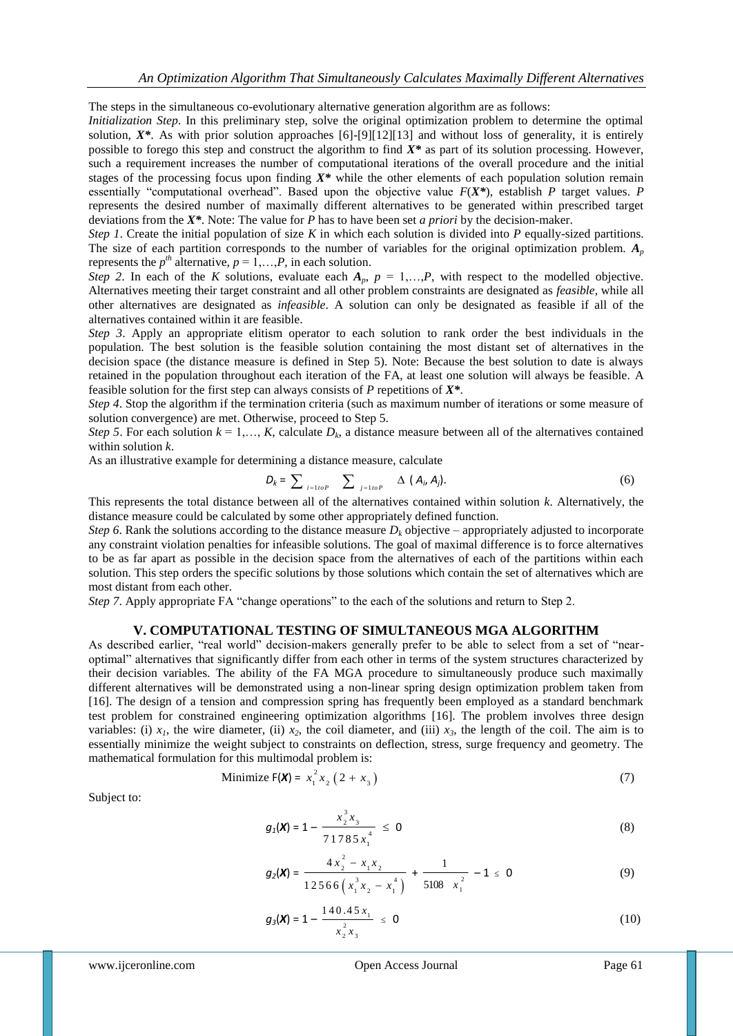The steps in the simultaneous co-evolutionary alternative generation algorithm are as follows:

*Initialization Step*. In this preliminary step, solve the original optimization problem to determine the optimal solution, $\boldsymbol{X^*}$. As with prior solution approaches [6]-[9][12][13] and without loss of generality, it is entirely possible to forego this step and construct the algorithm to find $\boldsymbol{X^*}$ as part of its solution processing. However, such a requirement increases the number of computational iterations of the overall procedure and the initial stages of the processing focus upon finding $\boldsymbol{X^*}$ while the other elements of each population solution remain essentially "computational overhead". Based upon the objective value $F(\boldsymbol{X^*})$, establish $P$ target values. $P$ represents the desired number of maximally different alternatives to be generated within prescribed target deviations from the $\boldsymbol{X^*}$. Note: The value for $P$ has to have been set *a priori* by the decision-maker.

*Step 1*. Create the initial population of size $K$ in which each solution is divided into $P$ equally-sized partitions. The size of each partition corresponds to the number of variables for the original optimization problem. $\boldsymbol{A_p}$ represents the $p^{th}$ alternative, $p = 1,\ldots,P$, in each solution.

*Step 2*. In each of the $K$ solutions, evaluate each $\boldsymbol{A_p}$, $p = 1,\ldots,P$, with respect to the modelled objective. Alternatives meeting their target constraint and all other problem constraints are designated as *feasible*, while all other alternatives are designated as *infeasible*. A solution can only be designated as feasible if all of the alternatives contained within it are feasible.

*Step 3*. Apply an appropriate elitism operator to each solution to rank order the best individuals in the population. The best solution is the feasible solution containing the most distant set of alternatives in the decision space (the distance measure is defined in Step 5). Note: Because the best solution to date is always retained in the population throughout each iteration of the FA, at least one solution will always be feasible. A feasible solution for the first step can always consists of $P$ repetitions of $\boldsymbol{X^*}$.

*Step 4*. Stop the algorithm if the termination criteria (such as maximum number of iterations or some measure of solution convergence) are met. Otherwise, proceed to Step 5.

*Step 5*. For each solution $k = 1,\ldots, K$, calculate $D_k$, a distance measure between all of the alternatives contained within solution $k$.

As an illustrative example for determining a distance measure, calculate

$$D_k = \sum_{i=1 \, to \, P} \; \sum_{j=1 \, to \, P} \Delta \, (A_i, A_j). \tag{6}$$

This represents the total distance between all of the alternatives contained within solution $k$. Alternatively, the distance measure could be calculated by some other appropriately defined function.

*Step 6*. Rank the solutions according to the distance measure $D_k$ objective – appropriately adjusted to incorporate any constraint violation penalties for infeasible solutions. The goal of maximal difference is to force alternatives to be as far apart as possible in the decision space from the alternatives of each of the partitions within each solution. This step orders the specific solutions by those solutions which contain the set of alternatives which are most distant from each other.

*Step 7*. Apply appropriate FA "change operations" to the each of the solutions and return to Step 2.

## V. COMPUTATIONAL TESTING OF SIMULTANEOUS MGA ALGORITHM

As described earlier, "real world" decision-makers generally prefer to be able to select from a set of "near-optimal" alternatives that significantly differ from each other in terms of the system structures characterized by their decision variables. The ability of the FA MGA procedure to simultaneously produce such maximally different alternatives will be demonstrated using a non-linear spring design optimization problem taken from [16]. The design of a tension and compression spring has frequently been employed as a standard benchmark test problem for constrained engineering optimization algorithms [16]. The problem involves three design variables: (i) $x_1$, the wire diameter, (ii) $x_2$, the coil diameter, and (iii) $x_3$, the length of the coil. The aim is to essentially minimize the weight subject to constraints on deflection, stress, surge frequency and geometry. The mathematical formulation for this multimodal problem is:

$$\text{Minimize } F(\boldsymbol{X}) = x_1^2 x_2 \left(2 + x_3\right) \tag{7}$$

Subject to:

$$g_1(\boldsymbol{X}) = 1 - \frac{x_2^3 x_3}{71785 x_1^4} \leq 0 \tag{8}$$

$$g_2(\boldsymbol{X}) = \frac{4x_2^2 - x_1 x_2}{12566\left(x_1^3 x_2 - x_1^4\right)} + \frac{1}{5108 \; x_1^2} - 1 \leq 0 \tag{9}$$

$$g_3(\boldsymbol{X}) = 1 - \frac{140.45 x_1}{x_2^2 x_3} \leq 0 \tag{10}$$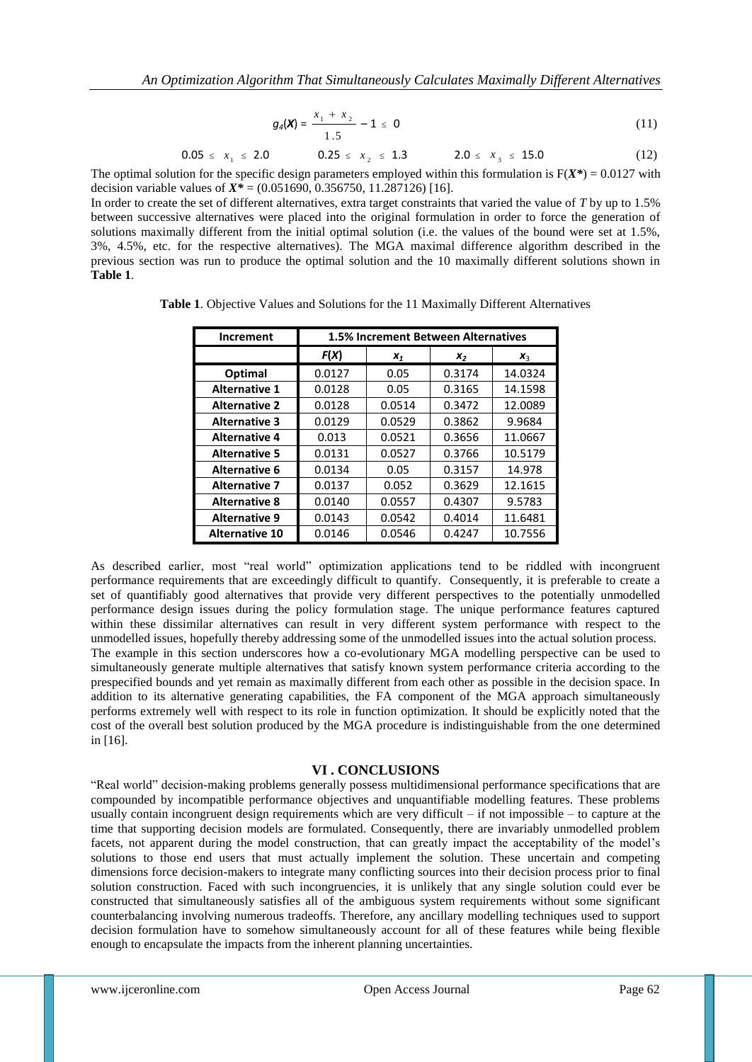$$g_4(\boldsymbol{X}) = \frac{x_1 + x_2}{1.5} - 1 \le 0 \tag{11}$$

$$0.05 \le x_1 \le 2.0 \qquad 0.25 \le x_2 \le 1.3 \qquad 2.0 \le x_3 \le 15.0 \tag{12}$$

The optimal solution for the specific design parameters employed within this formulation is $F(\boldsymbol{X^*}) = 0.0127$ with decision variable values of $\boldsymbol{X^*} = (0.051690, 0.356750, 11.287126)$ [16].

In order to create the set of different alternatives, extra target constraints that varied the value of $T$ by up to 1.5% between successive alternatives were placed into the original formulation in order to force the generation of solutions maximally different from the initial optimal solution (i.e. the values of the bound were set at 1.5%, 3%, 4.5%, etc. for the respective alternatives). The MGA maximal difference algorithm described in the previous section was run to produce the optimal solution and the 10 maximally different solutions shown in **Table 1**.

**Table 1**. Objective Values and Solutions for the 11 Maximally Different Alternatives

| Increment | 1.5% Increment Between Alternatives | | | |
|---|---|---|---|---|
| | $F(X)$ | $x_1$ | $x_2$ | $x_3$ |
| **Optimal** | 0.0127 | 0.05 | 0.3174 | 14.0324 |
| **Alternative 1** | 0.0128 | 0.05 | 0.3165 | 14.1598 |
| **Alternative 2** | 0.0128 | 0.0514 | 0.3472 | 12.0089 |
| **Alternative 3** | 0.0129 | 0.0529 | 0.3862 | 9.9684 |
| **Alternative 4** | 0.013 | 0.0521 | 0.3656 | 11.0667 |
| **Alternative 5** | 0.0131 | 0.0527 | 0.3766 | 10.5179 |
| **Alternative 6** | 0.0134 | 0.05 | 0.3157 | 14.978 |
| **Alternative 7** | 0.0137 | 0.052 | 0.3629 | 12.1615 |
| **Alternative 8** | 0.0140 | 0.0557 | 0.4307 | 9.5783 |
| **Alternative 9** | 0.0143 | 0.0542 | 0.4014 | 11.6481 |
| **Alternative 10** | 0.0146 | 0.0546 | 0.4247 | 10.7556 |

As described earlier, most "real world" optimization applications tend to be riddled with incongruent performance requirements that are exceedingly difficult to quantify. Consequently, it is preferable to create a set of quantifiably good alternatives that provide very different perspectives to the potentially unmodelled performance design issues during the policy formulation stage. The unique performance features captured within these dissimilar alternatives can result in very different system performance with respect to the unmodelled issues, hopefully thereby addressing some of the unmodelled issues into the actual solution process.

The example in this section underscores how a co-evolutionary MGA modelling perspective can be used to simultaneously generate multiple alternatives that satisfy known system performance criteria according to the prespecified bounds and yet remain as maximally different from each other as possible in the decision space. In addition to its alternative generating capabilities, the FA component of the MGA approach simultaneously performs extremely well with respect to its role in function optimization. It should be explicitly noted that the cost of the overall best solution produced by the MGA procedure is indistinguishable from the one determined in [16].

## VI . CONCLUSIONS

"Real world" decision-making problems generally possess multidimensional performance specifications that are compounded by incompatible performance objectives and unquantifiable modelling features. These problems usually contain incongruent design requirements which are very difficult – if not impossible – to capture at the time that supporting decision models are formulated. Consequently, there are invariably unmodelled problem facets, not apparent during the model construction, that can greatly impact the acceptability of the model's solutions to those end users that must actually implement the solution. These uncertain and competing dimensions force decision-makers to integrate many conflicting sources into their decision process prior to final solution construction. Faced with such incongruencies, it is unlikely that any single solution could ever be constructed that simultaneously satisfies all of the ambiguous system requirements without some significant counterbalancing involving numerous tradeoffs. Therefore, any ancillary modelling techniques used to support decision formulation have to somehow simultaneously account for all of these features while being flexible enough to encapsulate the impacts from the inherent planning uncertainties.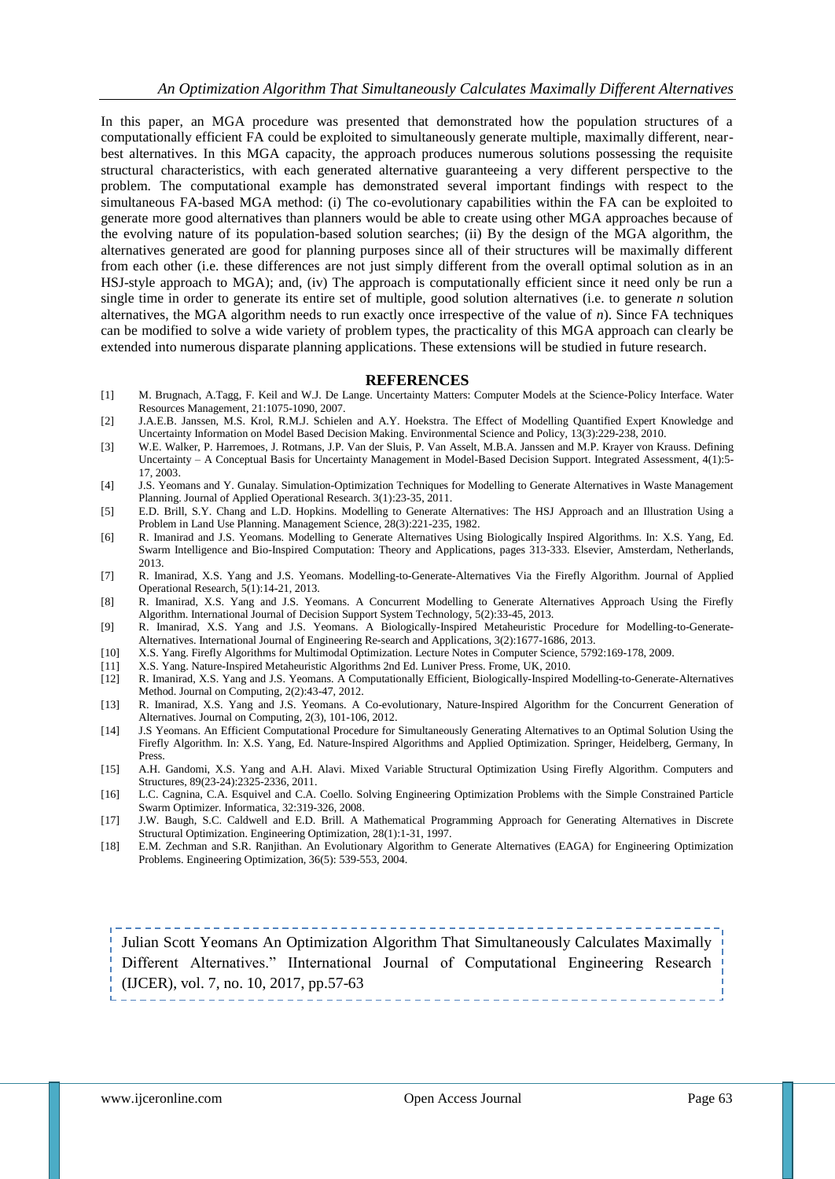In this paper, an MGA procedure was presented that demonstrated how the population structures of a computationally efficient FA could be exploited to simultaneously generate multiple, maximally different, near-best alternatives. In this MGA capacity, the approach produces numerous solutions possessing the requisite structural characteristics, with each generated alternative guaranteeing a very different perspective to the problem. The computational example has demonstrated several important findings with respect to the simultaneous FA-based MGA method: (i) The co-evolutionary capabilities within the FA can be exploited to generate more good alternatives than planners would be able to create using other MGA approaches because of the evolving nature of its population-based solution searches; (ii) By the design of the MGA algorithm, the alternatives generated are good for planning purposes since all of their structures will be maximally different from each other (i.e. these differences are not just simply different from the overall optimal solution as in an HSJ-style approach to MGA); and, (iv) The approach is computationally efficient since it need only be run a single time in order to generate its entire set of multiple, good solution alternatives (i.e. to generate *n* solution alternatives, the MGA algorithm needs to run exactly once irrespective of the value of *n*). Since FA techniques can be modified to solve a wide variety of problem types, the practicality of this MGA approach can clearly be extended into numerous disparate planning applications. These extensions will be studied in future research.

## REFERENCES

[1] M. Brugnach, A.Tagg, F. Keil and W.J. De Lange. Uncertainty Matters: Computer Models at the Science-Policy Interface. Water Resources Management, 21:1075-1090, 2007.

[2] J.A.E.B. Janssen, M.S. Krol, R.M.J. Schielen and A.Y. Hoekstra. The Effect of Modelling Quantified Expert Knowledge and Uncertainty Information on Model Based Decision Making. Environmental Science and Policy, 13(3):229-238, 2010.

[3] W.E. Walker, P. Harremoes, J. Rotmans, J.P. Van der Sluis, P. Van Asselt, M.B.A. Janssen and M.P. Krayer von Krauss. Defining Uncertainty – A Conceptual Basis for Uncertainty Management in Model-Based Decision Support. Integrated Assessment, 4(1):5-17, 2003.

[4] J.S. Yeomans and Y. Gunalay. Simulation-Optimization Techniques for Modelling to Generate Alternatives in Waste Management Planning. Journal of Applied Operational Research. 3(1):23-35, 2011.

[5] E.D. Brill, S.Y. Chang and L.D. Hopkins. Modelling to Generate Alternatives: The HSJ Approach and an Illustration Using a Problem in Land Use Planning. Management Science, 28(3):221-235, 1982.

[6] R. Imanirad and J.S. Yeomans. Modelling to Generate Alternatives Using Biologically Inspired Algorithms. In: X.S. Yang, Ed. Swarm Intelligence and Bio-Inspired Computation: Theory and Applications, pages 313-333. Elsevier, Amsterdam, Netherlands, 2013.

[7] R. Imanirad, X.S. Yang and J.S. Yeomans. Modelling-to-Generate-Alternatives Via the Firefly Algorithm. Journal of Applied Operational Research, 5(1):14-21, 2013.

[8] R. Imanirad, X.S. Yang and J.S. Yeomans. A Concurrent Modelling to Generate Alternatives Approach Using the Firefly Algorithm. International Journal of Decision Support System Technology, 5(2):33-45, 2013.

[9] R. Imanirad, X.S. Yang and J.S. Yeomans. A Biologically-Inspired Metaheuristic Procedure for Modelling-to-Generate-Alternatives. International Journal of Engineering Re-search and Applications, 3(2):1677-1686, 2013.

[10] X.S. Yang. Firefly Algorithms for Multimodal Optimization. Lecture Notes in Computer Science, 5792:169-178, 2009.

[11] X.S. Yang. Nature-Inspired Metaheuristic Algorithms 2nd Ed. Luniver Press. Frome, UK, 2010.

[12] R. Imanirad, X.S. Yang and J.S. Yeomans. A Computationally Efficient, Biologically-Inspired Modelling-to-Generate-Alternatives Method. Journal on Computing, 2(2):43-47, 2012.

[13] R. Imanirad, X.S. Yang and J.S. Yeomans. A Co-evolutionary, Nature-Inspired Algorithm for the Concurrent Generation of Alternatives. Journal on Computing, 2(3), 101-106, 2012.

[14] J.S Yeomans. An Efficient Computational Procedure for Simultaneously Generating Alternatives to an Optimal Solution Using the Firefly Algorithm. In: X.S. Yang, Ed. Nature-Inspired Algorithms and Applied Optimization. Springer, Heidelberg, Germany, In Press.

[15] A.H. Gandomi, X.S. Yang and A.H. Alavi. Mixed Variable Structural Optimization Using Firefly Algorithm. Computers and Structures, 89(23-24):2325-2336, 2011.

[16] L.C. Cagnina, C.A. Esquivel and C.A. Coello. Solving Engineering Optimization Problems with the Simple Constrained Particle Swarm Optimizer. Informatica, 32:319-326, 2008.

[17] J.W. Baugh, S.C. Caldwell and E.D. Brill. A Mathematical Programming Approach for Generating Alternatives in Discrete Structural Optimization. Engineering Optimization, 28(1):1-31, 1997.

[18] E.M. Zechman and S.R. Ranjithan. An Evolutionary Algorithm to Generate Alternatives (EAGA) for Engineering Optimization Problems. Engineering Optimization, 36(5): 539-553, 2004.

Julian Scott Yeomans An Optimization Algorithm That Simultaneously Calculates Maximally Different Alternatives." IInternational Journal of Computational Engineering Research (IJCER), vol. 7, no. 10, 2017, pp.57-63